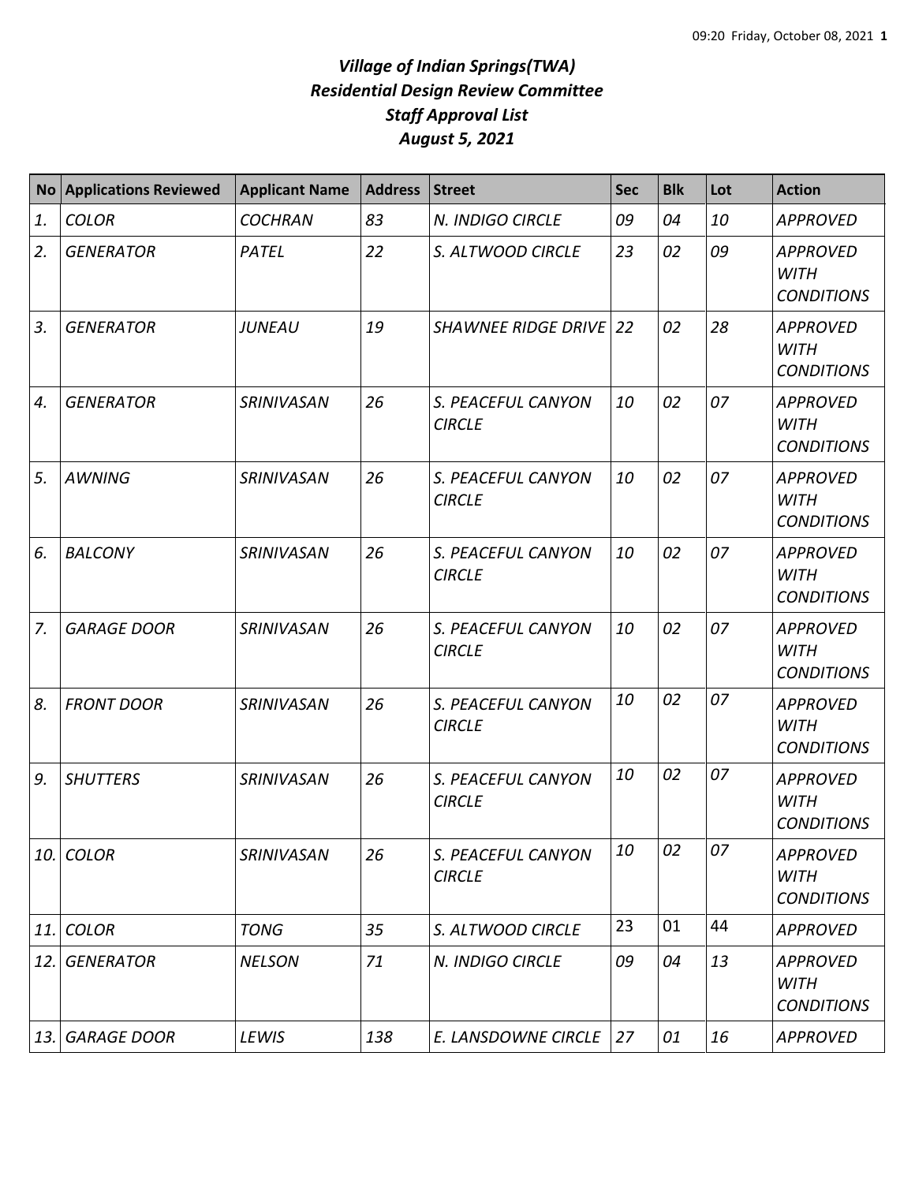# *Village of Indian Springs(TWA)*
# *Residential Design Review Committee*
# *Staff Approval List*
# *August 5, 2021*

| No | Applications Reviewed | Applicant Name | Address | Street | Sec | Blk | Lot | Action |
|---|---|---|---|---|---|---|---|---|
| *1.* | *COLOR* | *COCHRAN* | *83* | *N. INDIGO CIRCLE* | *09* | *04* | *10* | *APPROVED* |
| *2.* | *GENERATOR* | *PATEL* | *22* | *S. ALTWOOD CIRCLE* | *23* | *02* | *09* | *APPROVED WITH CONDITIONS* |
| *3.* | *GENERATOR* | *JUNEAU* | *19* | *SHAWNEE RIDGE DRIVE* | *22* | *02* | *28* | *APPROVED WITH CONDITIONS* |
| *4.* | *GENERATOR* | *SRINIVASAN* | *26* | *S. PEACEFUL CANYON CIRCLE* | *10* | *02* | *07* | *APPROVED WITH CONDITIONS* |
| *5.* | *AWNING* | *SRINIVASAN* | *26* | *S. PEACEFUL CANYON CIRCLE* | *10* | *02* | *07* | *APPROVED WITH CONDITIONS* |
| *6.* | *BALCONY* | *SRINIVASAN* | *26* | *S. PEACEFUL CANYON CIRCLE* | *10* | *02* | *07* | *APPROVED WITH CONDITIONS* |
| *7.* | *GARAGE DOOR* | *SRINIVASAN* | *26* | *S. PEACEFUL CANYON CIRCLE* | *10* | *02* | *07* | *APPROVED WITH CONDITIONS* |
| *8.* | *FRONT DOOR* | *SRINIVASAN* | *26* | *S. PEACEFUL CANYON CIRCLE* | *10* | *02* | *07* | *APPROVED WITH CONDITIONS* |
| *9.* | *SHUTTERS* | *SRINIVASAN* | *26* | *S. PEACEFUL CANYON CIRCLE* | *10* | *02* | *07* | *APPROVED WITH CONDITIONS* |
| *10.* | *COLOR* | *SRINIVASAN* | *26* | *S. PEACEFUL CANYON CIRCLE* | *10* | *02* | *07* | *APPROVED WITH CONDITIONS* |
| *11.* | *COLOR* | *TONG* | *35* | *S. ALTWOOD CIRCLE* | 23 | 01 | 44 | *APPROVED* |
| *12.* | *GENERATOR* | *NELSON* | *71* | *N. INDIGO CIRCLE* | *09* | *04* | *13* | *APPROVED WITH CONDITIONS* |
| *13.* | *GARAGE DOOR* | *LEWIS* | *138* | *E. LANSDOWNE CIRCLE* | *27* | *01* | *16* | *APPROVED* |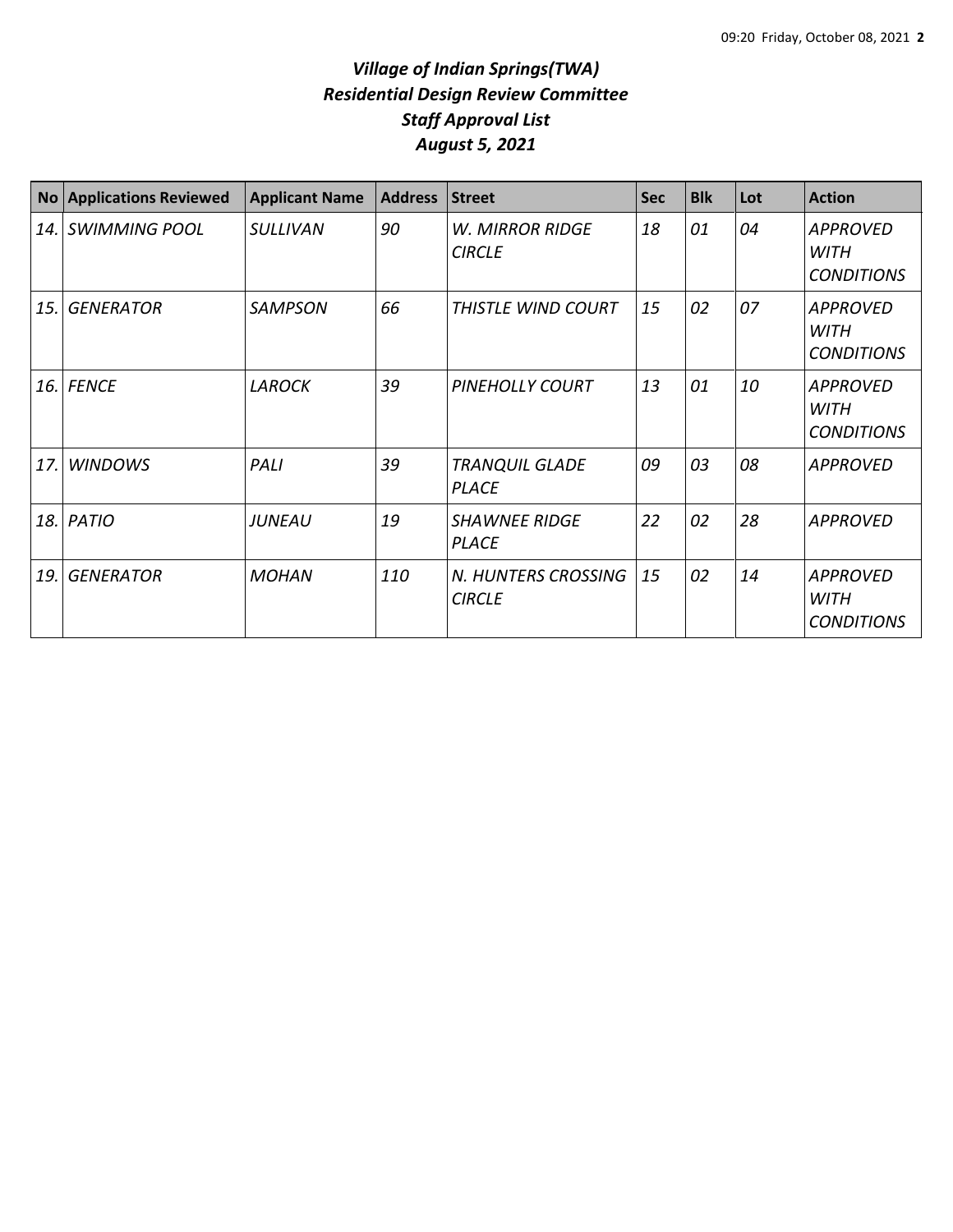*Village of Indian Springs(TWA)*
*Residential Design Review Committee*
*Staff Approval List*
*August 5, 2021*

| No | Applications Reviewed | Applicant Name | Address | Street | Sec | Blk | Lot | Action |
|---|---|---|---|---|---|---|---|---|
| *14.* | *SWIMMING POOL* | *SULLIVAN* | *90* | *W. MIRROR RIDGE CIRCLE* | *18* | *01* | *04* | *APPROVED WITH CONDITIONS* |
| *15.* | *GENERATOR* | *SAMPSON* | *66* | *THISTLE WIND COURT* | *15* | *02* | *07* | *APPROVED WITH CONDITIONS* |
| *16.* | *FENCE* | *LAROCK* | *39* | *PINEHOLLY COURT* | *13* | *01* | *10* | *APPROVED WITH CONDITIONS* |
| *17.* | *WINDOWS* | *PALI* | *39* | *TRANQUIL GLADE PLACE* | *09* | *03* | *08* | *APPROVED* |
| *18.* | *PATIO* | *JUNEAU* | *19* | *SHAWNEE RIDGE PLACE* | *22* | *02* | *28* | *APPROVED* |
| *19.* | *GENERATOR* | *MOHAN* | *110* | *N. HUNTERS CROSSING CIRCLE* | *15* | *02* | *14* | *APPROVED WITH CONDITIONS* |